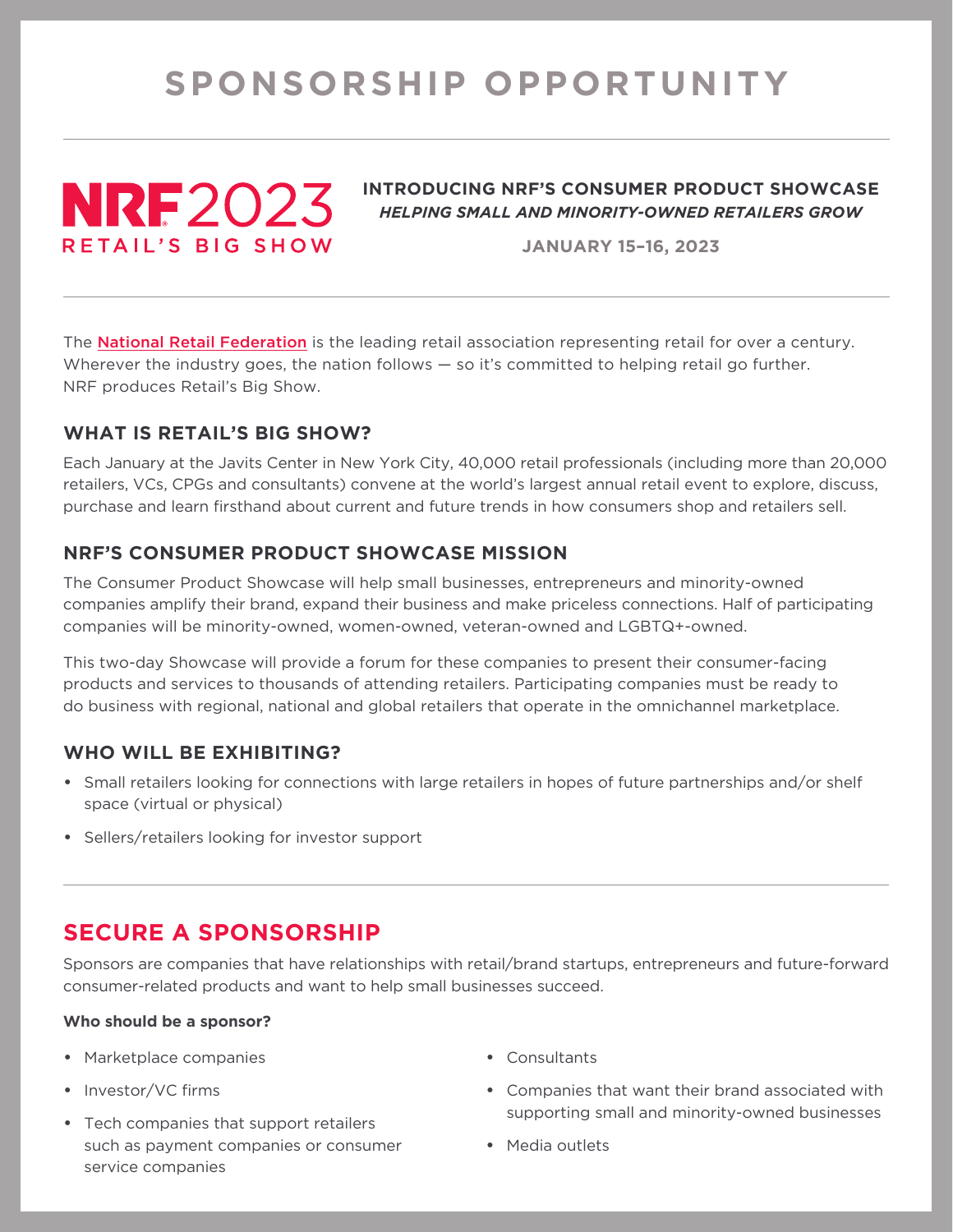# SPONSORSHIP OPPORTUNITY

**NRF 2023**
**RETAIL'S BIG SHOW**

**INTRODUCING NRF'S CONSUMER PRODUCT SHOWCASE**
***HELPING SMALL AND MINORITY-OWNED RETAILERS GROW***

**JANUARY 15–16, 2023**

The National Retail Federation is the leading retail association representing retail for over a century. Wherever the industry goes, the nation follows — so it's committed to helping retail go further. NRF produces Retail's Big Show.

## WHAT IS RETAIL'S BIG SHOW?

Each January at the Javits Center in New York City, 40,000 retail professionals (including more than 20,000 retailers, VCs, CPGs and consultants) convene at the world's largest annual retail event to explore, discuss, purchase and learn firsthand about current and future trends in how consumers shop and retailers sell.

## NRF'S CONSUMER PRODUCT SHOWCASE MISSION

The Consumer Product Showcase will help small businesses, entrepreneurs and minority-owned companies amplify their brand, expand their business and make priceless connections. Half of participating companies will be minority-owned, women-owned, veteran-owned and LGBTQ+-owned.

This two-day Showcase will provide a forum for these companies to present their consumer-facing products and services to thousands of attending retailers. Participating companies must be ready to do business with regional, national and global retailers that operate in the omnichannel marketplace.

## WHO WILL BE EXHIBITING?

- Small retailers looking for connections with large retailers in hopes of future partnerships and/or shelf space (virtual or physical)
- Sellers/retailers looking for investor support

## SECURE A SPONSORSHIP

Sponsors are companies that have relationships with retail/brand startups, entrepreneurs and future-forward consumer-related products and want to help small businesses succeed.

**Who should be a sponsor?**

- Marketplace companies
- Investor/VC firms
- Tech companies that support retailers such as payment companies or consumer service companies
- Consultants
- Companies that want their brand associated with supporting small and minority-owned businesses
- Media outlets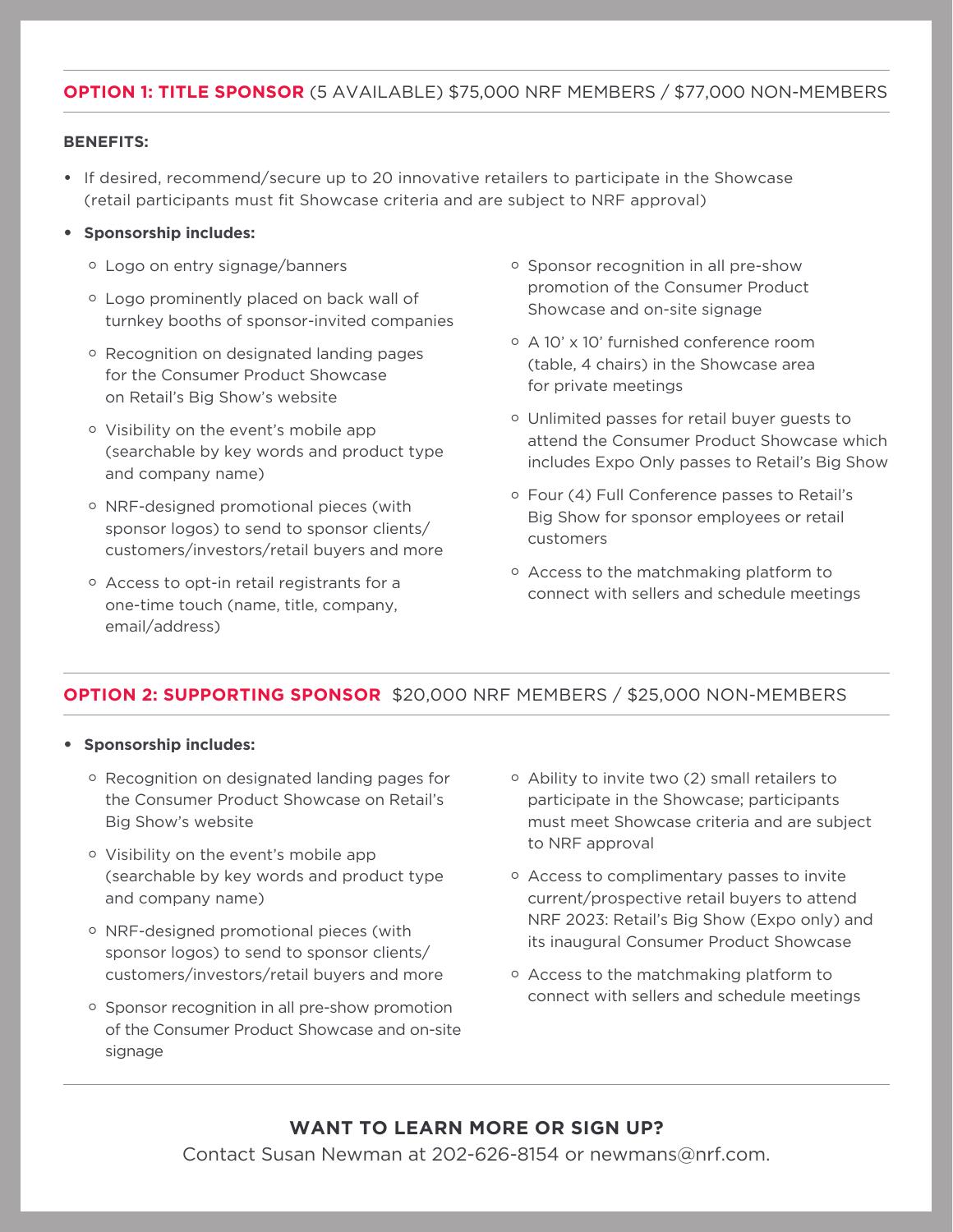## **OPTION 1: TITLE SPONSOR** (5 AVAILABLE) $75,000 NRF MEMBERS / $77,000 NON-MEMBERS

**BENEFITS:**

- If desired, recommend/secure up to 20 innovative retailers to participate in the Showcase (retail participants must fit Showcase criteria and are subject to NRF approval)
- **Sponsorship includes:**
  - Logo on entry signage/banners
  - Logo prominently placed on back wall of turnkey booths of sponsor-invited companies
  - Recognition on designated landing pages for the Consumer Product Showcase on Retail's Big Show's website
  - Visibility on the event's mobile app (searchable by key words and product type and company name)
  - NRF-designed promotional pieces (with sponsor logos) to send to sponsor clients/customers/investors/retail buyers and more
  - Access to opt-in retail registrants for a one-time touch (name, title, company, email/address)
  - Sponsor recognition in all pre-show promotion of the Consumer Product Showcase and on-site signage
  - A 10' x 10' furnished conference room (table, 4 chairs) in the Showcase area for private meetings
  - Unlimited passes for retail buyer guests to attend the Consumer Product Showcase which includes Expo Only passes to Retail's Big Show
  - Four (4) Full Conference passes to Retail's Big Show for sponsor employees or retail customers
  - Access to the matchmaking platform to connect with sellers and schedule meetings

## **OPTION 2: SUPPORTING SPONSOR** $20,000 NRF MEMBERS / $25,000 NON-MEMBERS

- **Sponsorship includes:**
  - Recognition on designated landing pages for the Consumer Product Showcase on Retail's Big Show's website
  - Visibility on the event's mobile app (searchable by key words and product type and company name)
  - NRF-designed promotional pieces (with sponsor logos) to send to sponsor clients/customers/investors/retail buyers and more
  - Sponsor recognition in all pre-show promotion of the Consumer Product Showcase and on-site signage
  - Ability to invite two (2) small retailers to participate in the Showcase; participants must meet Showcase criteria and are subject to NRF approval
  - Access to complimentary passes to invite current/prospective retail buyers to attend NRF 2023: Retail's Big Show (Expo only) and its inaugural Consumer Product Showcase
  - Access to the matchmaking platform to connect with sellers and schedule meetings

**WANT TO LEARN MORE OR SIGN UP?**

Contact Susan Newman at 202-626-8154 or newmans@nrf.com.